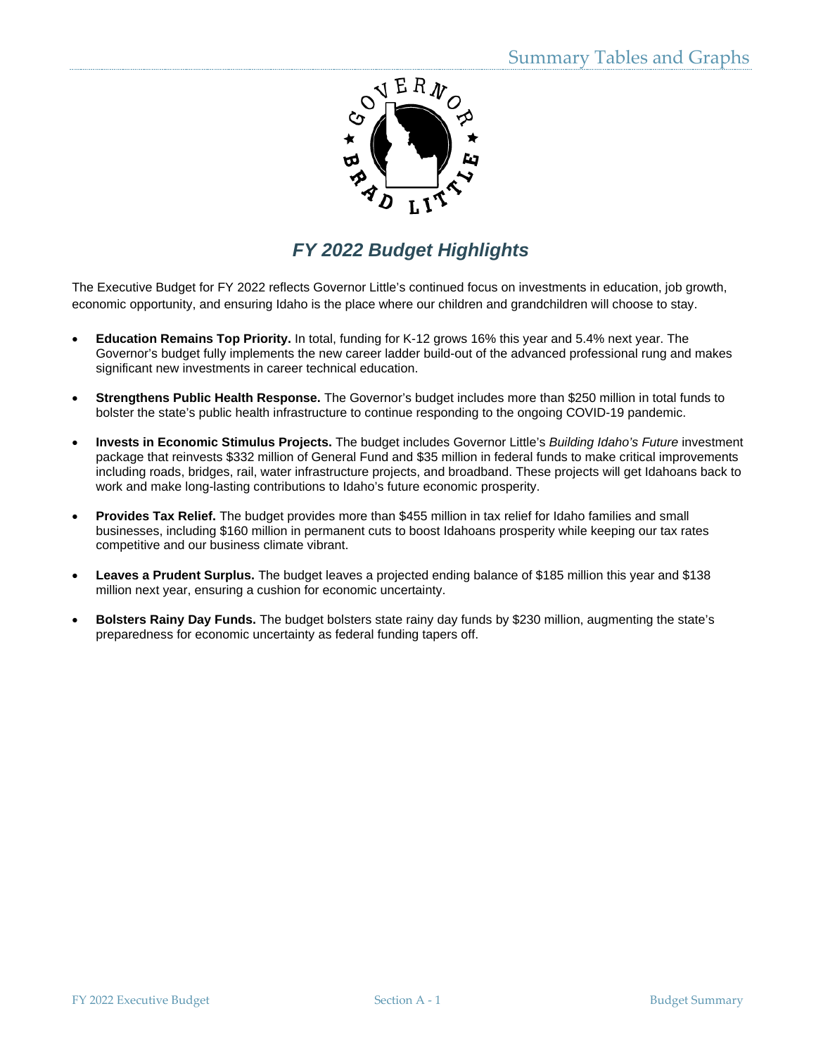# FY 2022 Budget Highlights

The Executive Budget for FY 2022 reflects Governor Little's continued focus on investments in education, job growth, economic opportunity, and ensuring Idaho is the place where our children and grandchildren will choose to stay.

- **Education Remains Top Priority.** In total, funding for K-12 grows 16% this year and 5.4% next year. The Governor's budget fully implements the new career ladder build-out of the advanced professional rung and makes significant new investments in career technical education.

- **Strengthens Public Health Response.** The Governor's budget includes more than $250 million in total funds to bolster the state's public health infrastructure to continue responding to the ongoing COVID-19 pandemic.

- **Invests in Economic Stimulus Projects.** The budget includes Governor Little's *Building Idaho's Future* investment package that reinvests $332 million of General Fund and $35 million in federal funds to make critical improvements including roads, bridges, rail, water infrastructure projects, and broadband. These projects will get Idahoans back to work and make long-lasting contributions to Idaho's future economic prosperity.

- **Provides Tax Relief.** The budget provides more than $455 million in tax relief for Idaho families and small businesses, including $160 million in permanent cuts to boost Idahoans prosperity while keeping our tax rates competitive and our business climate vibrant.

- **Leaves a Prudent Surplus.** The budget leaves a projected ending balance of $185 million this year and $138 million next year, ensuring a cushion for economic uncertainty.

- **Bolsters Rainy Day Funds.** The budget bolsters state rainy day funds by $230 million, augmenting the state's preparedness for economic uncertainty as federal funding tapers off.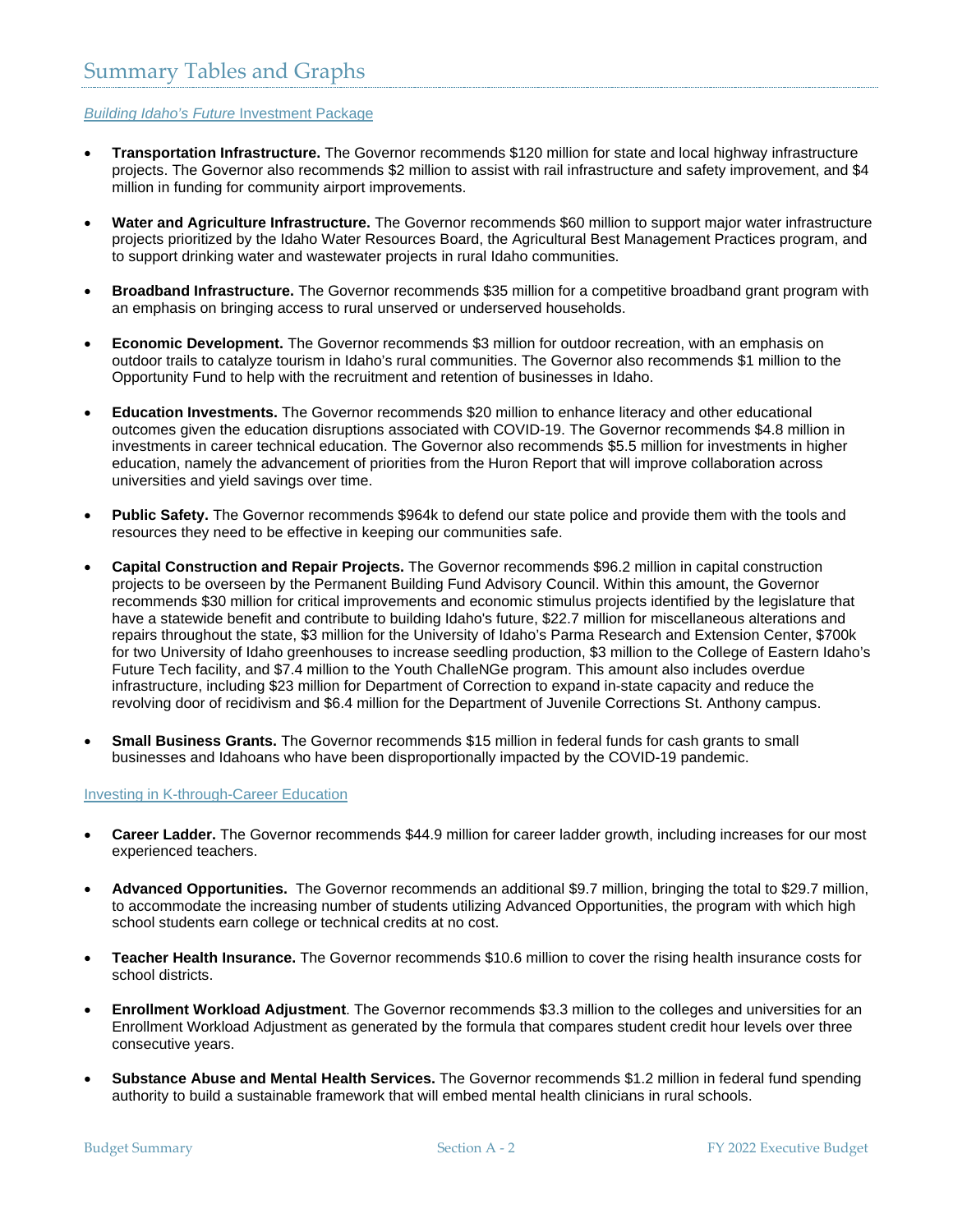# Summary Tables and Graphs

## *Building Idaho's Future* Investment Package

- **Transportation Infrastructure.** The Governor recommends $120 million for state and local highway infrastructure projects. The Governor also recommends $2 million to assist with rail infrastructure and safety improvement, and $4 million in funding for community airport improvements.

- **Water and Agriculture Infrastructure.** The Governor recommends $60 million to support major water infrastructure projects prioritized by the Idaho Water Resources Board, the Agricultural Best Management Practices program, and to support drinking water and wastewater projects in rural Idaho communities.

- **Broadband Infrastructure.** The Governor recommends $35 million for a competitive broadband grant program with an emphasis on bringing access to rural unserved or underserved households.

- **Economic Development.** The Governor recommends $3 million for outdoor recreation, with an emphasis on outdoor trails to catalyze tourism in Idaho's rural communities. The Governor also recommends $1 million to the Opportunity Fund to help with the recruitment and retention of businesses in Idaho.

- **Education Investments.** The Governor recommends $20 million to enhance literacy and other educational outcomes given the education disruptions associated with COVID-19. The Governor recommends $4.8 million in investments in career technical education. The Governor also recommends $5.5 million for investments in higher education, namely the advancement of priorities from the Huron Report that will improve collaboration across universities and yield savings over time.

- **Public Safety.** The Governor recommends $964k to defend our state police and provide them with the tools and resources they need to be effective in keeping our communities safe.

- **Capital Construction and Repair Projects.** The Governor recommends $96.2 million in capital construction projects to be overseen by the Permanent Building Fund Advisory Council. Within this amount, the Governor recommends $30 million for critical improvements and economic stimulus projects identified by the legislature that have a statewide benefit and contribute to building Idaho's future, $22.7 million for miscellaneous alterations and repairs throughout the state, $3 million for the University of Idaho's Parma Research and Extension Center, $700k for two University of Idaho greenhouses to increase seedling production, $3 million to the College of Eastern Idaho's Future Tech facility, and $7.4 million to the Youth ChalleNGe program. This amount also includes overdue infrastructure, including $23 million for Department of Correction to expand in-state capacity and reduce the revolving door of recidivism and $6.4 million for the Department of Juvenile Corrections St. Anthony campus.

- **Small Business Grants.** The Governor recommends $15 million in federal funds for cash grants to small businesses and Idahoans who have been disproportionally impacted by the COVID-19 pandemic.

## Investing in K-through-Career Education

- **Career Ladder.** The Governor recommends $44.9 million for career ladder growth, including increases for our most experienced teachers.

- **Advanced Opportunities.** The Governor recommends an additional $9.7 million, bringing the total to $29.7 million, to accommodate the increasing number of students utilizing Advanced Opportunities, the program with which high school students earn college or technical credits at no cost.

- **Teacher Health Insurance.** The Governor recommends $10.6 million to cover the rising health insurance costs for school districts.

- **Enrollment Workload Adjustment**. The Governor recommends $3.3 million to the colleges and universities for an Enrollment Workload Adjustment as generated by the formula that compares student credit hour levels over three consecutive years.

- **Substance Abuse and Mental Health Services.** The Governor recommends $1.2 million in federal fund spending authority to build a sustainable framework that will embed mental health clinicians in rural schools.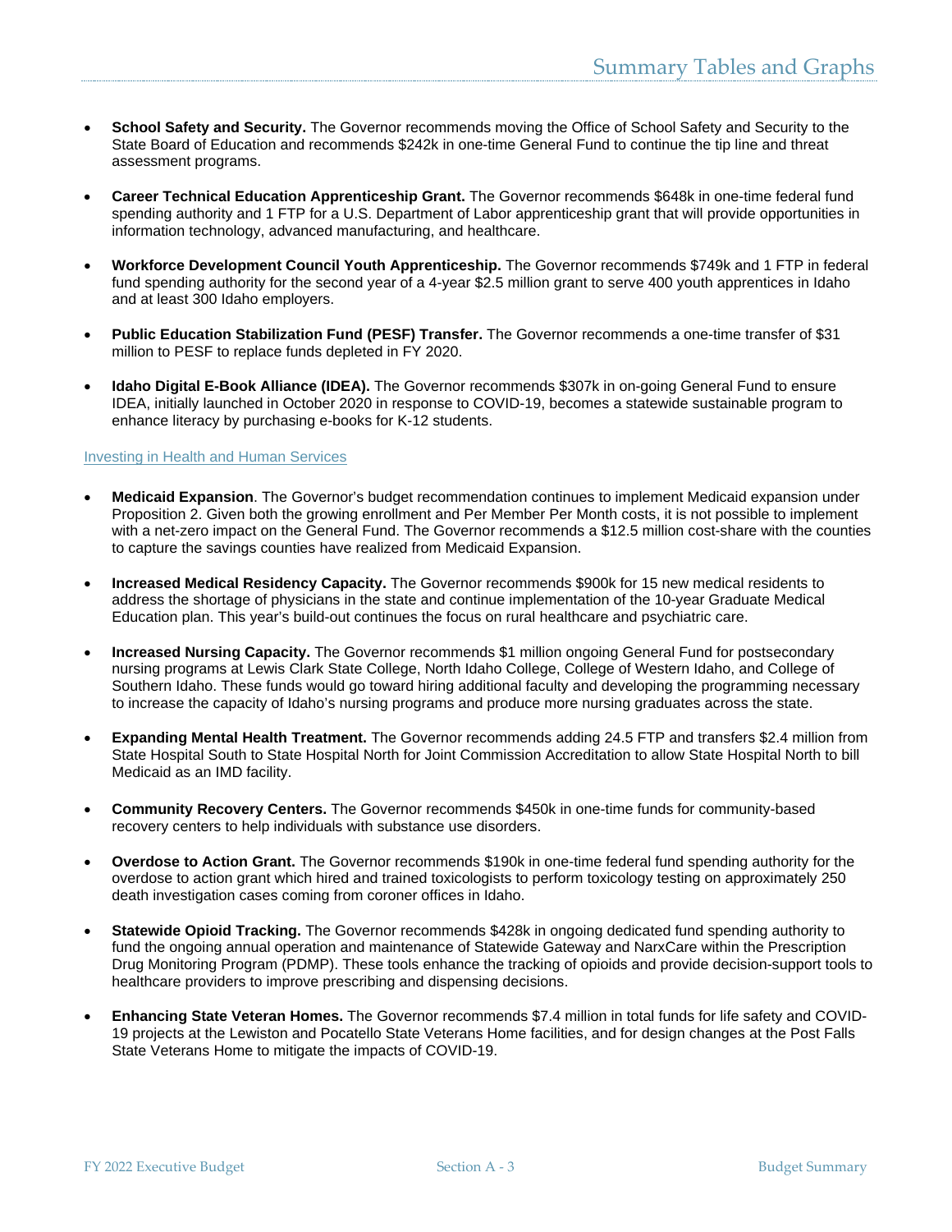- **School Safety and Security.** The Governor recommends moving the Office of School Safety and Security to the State Board of Education and recommends $242k in one-time General Fund to continue the tip line and threat assessment programs.

- **Career Technical Education Apprenticeship Grant.** The Governor recommends $648k in one-time federal fund spending authority and 1 FTP for a U.S. Department of Labor apprenticeship grant that will provide opportunities in information technology, advanced manufacturing, and healthcare.

- **Workforce Development Council Youth Apprenticeship.** The Governor recommends $749k and 1 FTP in federal fund spending authority for the second year of a 4-year $2.5 million grant to serve 400 youth apprentices in Idaho and at least 300 Idaho employers.

- **Public Education Stabilization Fund (PESF) Transfer.** The Governor recommends a one-time transfer of $31 million to PESF to replace funds depleted in FY 2020.

- **Idaho Digital E-Book Alliance (IDEA).** The Governor recommends $307k in on-going General Fund to ensure IDEA, initially launched in October 2020 in response to COVID-19, becomes a statewide sustainable program to enhance literacy by purchasing e-books for K-12 students.

### Investing in Health and Human Services

- **Medicaid Expansion**. The Governor's budget recommendation continues to implement Medicaid expansion under Proposition 2. Given both the growing enrollment and Per Member Per Month costs, it is not possible to implement with a net-zero impact on the General Fund. The Governor recommends a $12.5 million cost-share with the counties to capture the savings counties have realized from Medicaid Expansion.

- **Increased Medical Residency Capacity.** The Governor recommends $900k for 15 new medical residents to address the shortage of physicians in the state and continue implementation of the 10-year Graduate Medical Education plan. This year's build-out continues the focus on rural healthcare and psychiatric care.

- **Increased Nursing Capacity.** The Governor recommends $1 million ongoing General Fund for postsecondary nursing programs at Lewis Clark State College, North Idaho College, College of Western Idaho, and College of Southern Idaho. These funds would go toward hiring additional faculty and developing the programming necessary to increase the capacity of Idaho's nursing programs and produce more nursing graduates across the state.

- **Expanding Mental Health Treatment.** The Governor recommends adding 24.5 FTP and transfers $2.4 million from State Hospital South to State Hospital North for Joint Commission Accreditation to allow State Hospital North to bill Medicaid as an IMD facility.

- **Community Recovery Centers.** The Governor recommends $450k in one-time funds for community-based recovery centers to help individuals with substance use disorders.

- **Overdose to Action Grant.** The Governor recommends $190k in one-time federal fund spending authority for the overdose to action grant which hired and trained toxicologists to perform toxicology testing on approximately 250 death investigation cases coming from coroner offices in Idaho.

- **Statewide Opioid Tracking.** The Governor recommends $428k in ongoing dedicated fund spending authority to fund the ongoing annual operation and maintenance of Statewide Gateway and NarxCare within the Prescription Drug Monitoring Program (PDMP). These tools enhance the tracking of opioids and provide decision-support tools to healthcare providers to improve prescribing and dispensing decisions.

- **Enhancing State Veteran Homes.** The Governor recommends $7.4 million in total funds for life safety and COVID-19 projects at the Lewiston and Pocatello State Veterans Home facilities, and for design changes at the Post Falls State Veterans Home to mitigate the impacts of COVID-19.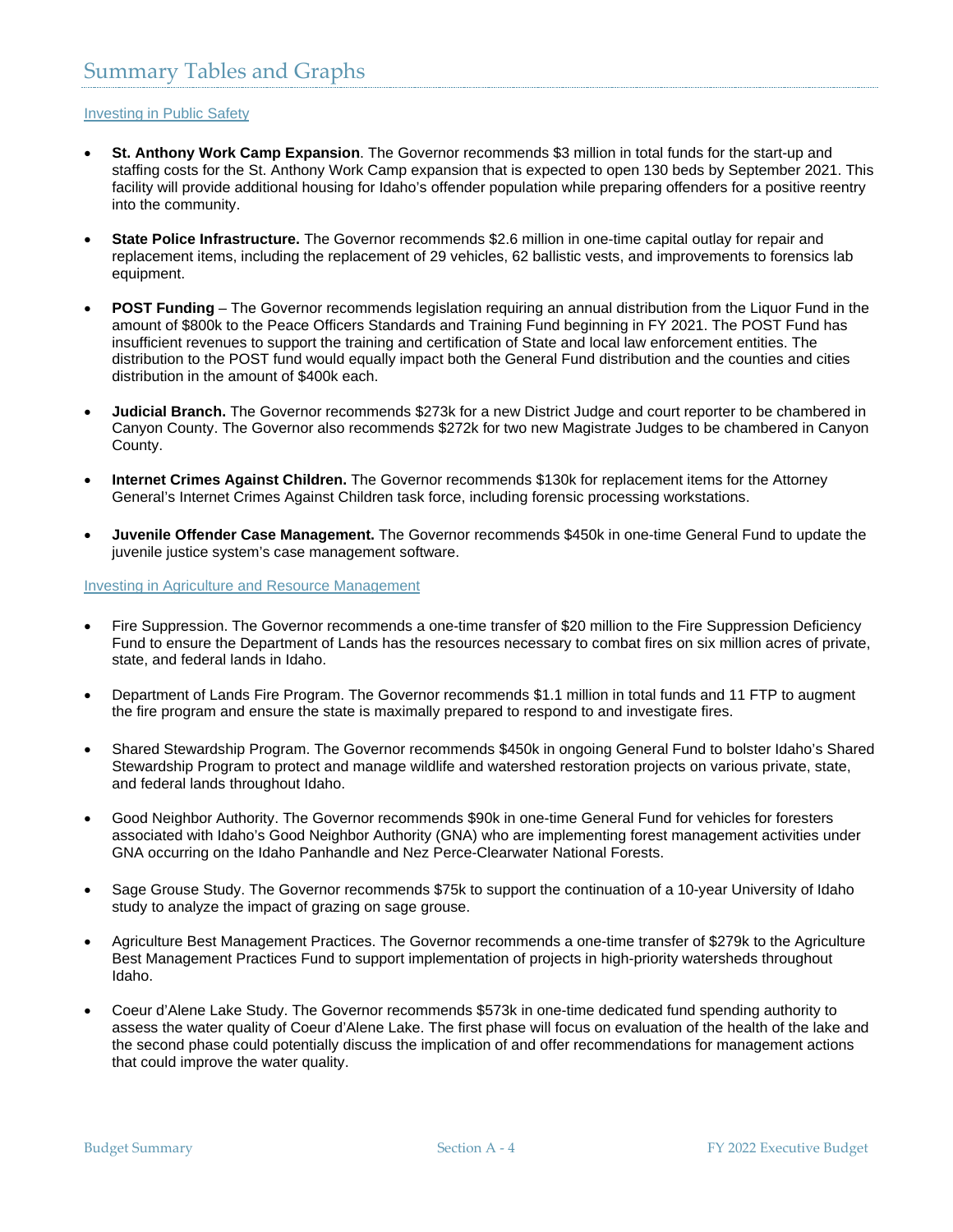# Summary Tables and Graphs

## Investing in Public Safety

- **St. Anthony Work Camp Expansion**. The Governor recommends $3 million in total funds for the start-up and staffing costs for the St. Anthony Work Camp expansion that is expected to open 130 beds by September 2021. This facility will provide additional housing for Idaho's offender population while preparing offenders for a positive reentry into the community.

- **State Police Infrastructure.** The Governor recommends $2.6 million in one-time capital outlay for repair and replacement items, including the replacement of 29 vehicles, 62 ballistic vests, and improvements to forensics lab equipment.

- **POST Funding** – The Governor recommends legislation requiring an annual distribution from the Liquor Fund in the amount of $800k to the Peace Officers Standards and Training Fund beginning in FY 2021. The POST Fund has insufficient revenues to support the training and certification of State and local law enforcement entities. The distribution to the POST fund would equally impact both the General Fund distribution and the counties and cities distribution in the amount of $400k each.

- **Judicial Branch.** The Governor recommends $273k for a new District Judge and court reporter to be chambered in Canyon County. The Governor also recommends $272k for two new Magistrate Judges to be chambered in Canyon County.

- **Internet Crimes Against Children.** The Governor recommends $130k for replacement items for the Attorney General's Internet Crimes Against Children task force, including forensic processing workstations.

- **Juvenile Offender Case Management.** The Governor recommends $450k in one-time General Fund to update the juvenile justice system's case management software.

## Investing in Agriculture and Resource Management

- Fire Suppression. The Governor recommends a one-time transfer of $20 million to the Fire Suppression Deficiency Fund to ensure the Department of Lands has the resources necessary to combat fires on six million acres of private, state, and federal lands in Idaho.

- Department of Lands Fire Program. The Governor recommends $1.1 million in total funds and 11 FTP to augment the fire program and ensure the state is maximally prepared to respond to and investigate fires.

- Shared Stewardship Program. The Governor recommends $450k in ongoing General Fund to bolster Idaho's Shared Stewardship Program to protect and manage wildlife and watershed restoration projects on various private, state, and federal lands throughout Idaho.

- Good Neighbor Authority. The Governor recommends $90k in one-time General Fund for vehicles for foresters associated with Idaho's Good Neighbor Authority (GNA) who are implementing forest management activities under GNA occurring on the Idaho Panhandle and Nez Perce-Clearwater National Forests.

- Sage Grouse Study. The Governor recommends $75k to support the continuation of a 10-year University of Idaho study to analyze the impact of grazing on sage grouse.

- Agriculture Best Management Practices. The Governor recommends a one-time transfer of $279k to the Agriculture Best Management Practices Fund to support implementation of projects in high-priority watersheds throughout Idaho.

- Coeur d'Alene Lake Study. The Governor recommends $573k in one-time dedicated fund spending authority to assess the water quality of Coeur d'Alene Lake. The first phase will focus on evaluation of the health of the lake and the second phase could potentially discuss the implication of and offer recommendations for management actions that could improve the water quality.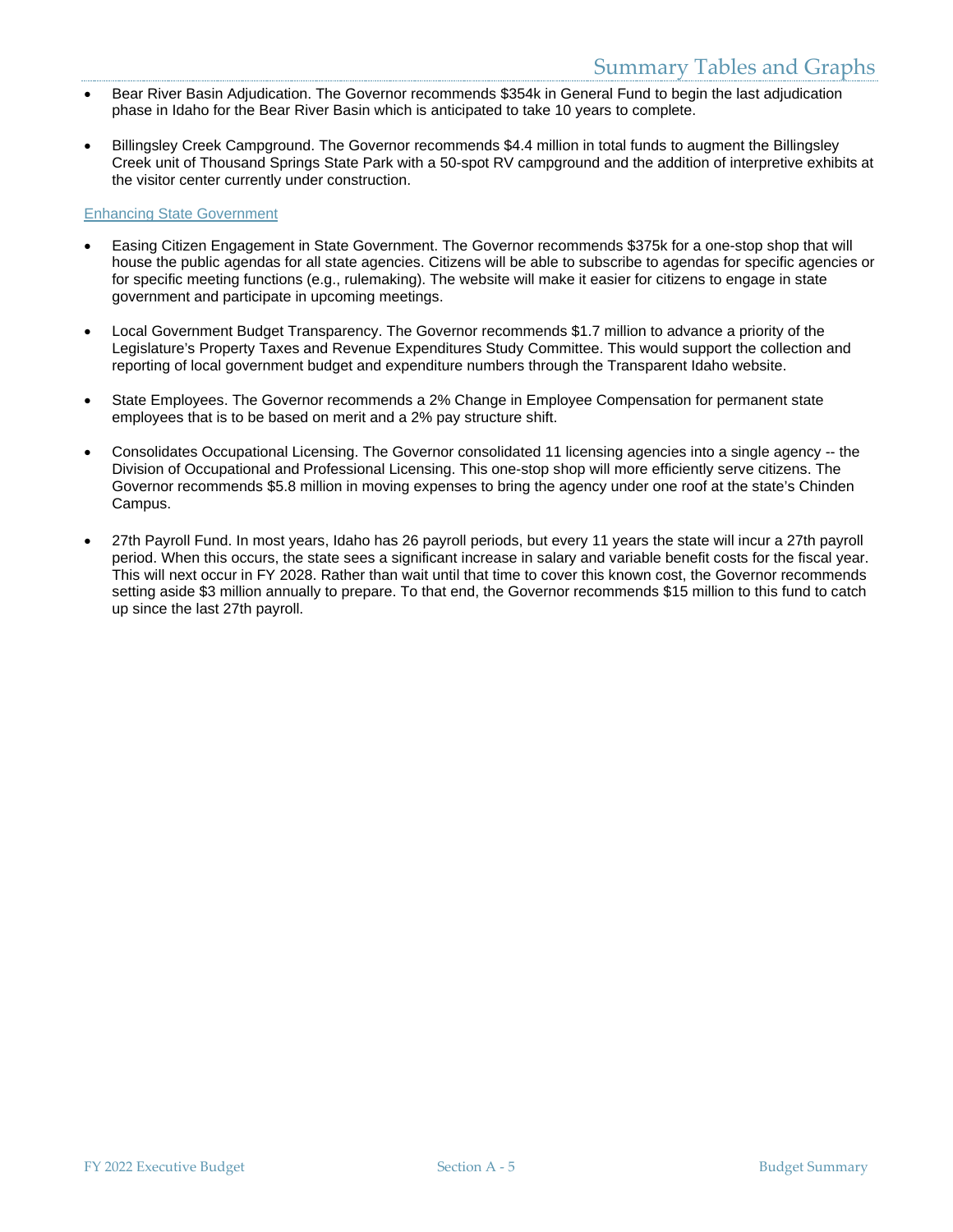- Bear River Basin Adjudication. The Governor recommends $354k in General Fund to begin the last adjudication phase in Idaho for the Bear River Basin which is anticipated to take 10 years to complete.

- Billingsley Creek Campground. The Governor recommends $4.4 million in total funds to augment the Billingsley Creek unit of Thousand Springs State Park with a 50-spot RV campground and the addition of interpretive exhibits at the visitor center currently under construction.

## Enhancing State Government

- Easing Citizen Engagement in State Government. The Governor recommends $375k for a one-stop shop that will house the public agendas for all state agencies. Citizens will be able to subscribe to agendas for specific agencies or for specific meeting functions (e.g., rulemaking). The website will make it easier for citizens to engage in state government and participate in upcoming meetings.

- Local Government Budget Transparency. The Governor recommends $1.7 million to advance a priority of the Legislature's Property Taxes and Revenue Expenditures Study Committee. This would support the collection and reporting of local government budget and expenditure numbers through the Transparent Idaho website.

- State Employees. The Governor recommends a 2% Change in Employee Compensation for permanent state employees that is to be based on merit and a 2% pay structure shift.

- Consolidates Occupational Licensing. The Governor consolidated 11 licensing agencies into a single agency -- the Division of Occupational and Professional Licensing. This one-stop shop will more efficiently serve citizens. The Governor recommends $5.8 million in moving expenses to bring the agency under one roof at the state's Chinden Campus.

- 27th Payroll Fund. In most years, Idaho has 26 payroll periods, but every 11 years the state will incur a 27th payroll period. When this occurs, the state sees a significant increase in salary and variable benefit costs for the fiscal year. This will next occur in FY 2028. Rather than wait until that time to cover this known cost, the Governor recommends setting aside $3 million annually to prepare. To that end, the Governor recommends $15 million to this fund to catch up since the last 27th payroll.